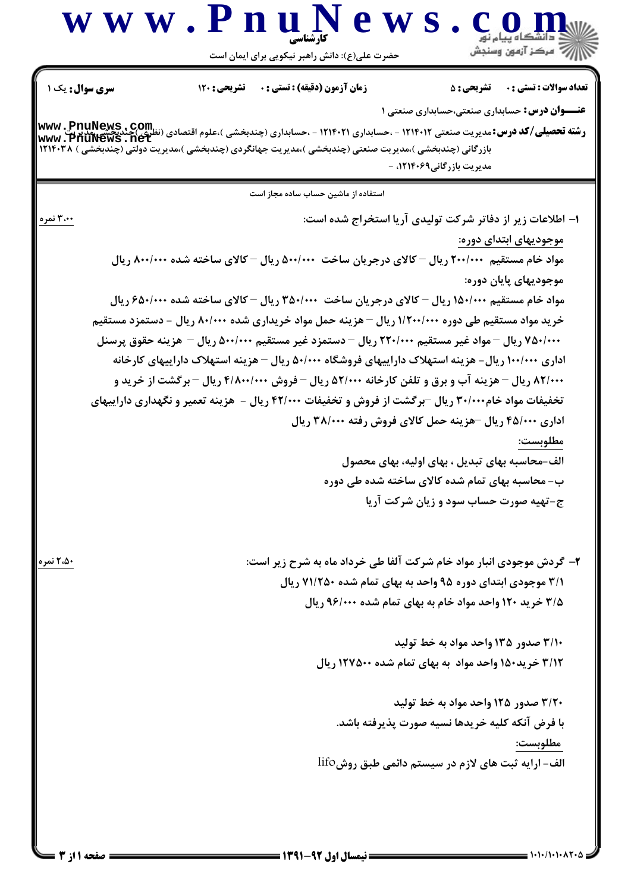**سری سؤال:** یک ۱ | **زمان آزمون (دقیقه) : تستی :** ۰ **تشریحی :** ۱۲۰ | **تعداد سوالات : تستی :** ۰ **تشریحی :** ۵

**عنـــوان درس:** حسابداری صنعتی،حسابداری صنعتی ۱

**رشته تحصیلی/کد درس:** مدیریت صنعتی ۱۲۱۴۰۱۲ - ،حسابداری ۱۲۱۴۰۲۱ - ،حسابداری (چندبخشی )،علوم اقتصادی (نظری )چندبخشی،مدیریت بازرگانی (چندبخشی )،مدیریت صنعتی (چندبخشی )،مدیریت جهانگردی (چندبخشی )،مدیریت دولتی (چندبخشی ) ۱۲۱۴۰۳۸ مدیریت بازرگانی۱۲۱۴۰۶۹، -

استفاده از ماشین حساب ساده مجاز است

**۱- اطلاعات زیر از دفاتر شرکت تولیدی آریا استخراج شده است:** ۳،۰۰ نمره

موجودیهای ابتدای دوره:

مواد خام مستقیم ۲۰۰/۰۰۰ ریال – کالای درجریان ساخت ۵۰۰/۰۰۰ ریال – کالای ساخته شده ۸۰۰/۰۰۰ ریال

موجودیهای پایان دوره:

مواد خام مستقیم ۱۵۰/۰۰۰ ریال – کالای درجریان ساخت ۳۵۰/۰۰۰ ریال – کالای ساخته شده ۶۵۰/۰۰۰ ریال

خرید مواد مستقیم طی دوره ۱/۲۰۰/۰۰۰ ریال – هزینه حمل مواد خریداری شده ۸۰/۰۰۰ ریال - دستمزد مستقیم ۷۵۰/۰۰۰ ریال – مواد غیر مستقیم ۲۲۰/۰۰۰ ریال – دستمزد غیر مستقیم ۵۰۰/۰۰۰ ریال – هزینه حقوق پرسنل اداری ۱۰۰/۰۰۰ ریال- هزینه استهلاک داراییهای فروشگاه ۵۰/۰۰۰ ریال – هزینه استهلاک داراییهای کارخانه ۸۲/۰۰۰ ریال – هزینه آب و برق و تلفن کارخانه ۵۲/۰۰۰ ریال – فروش ۴/۸۰۰/۰۰۰ ریال – برگشت از خرید و تخفیفات مواد خام۳۰/۰۰۰ ریال –برگشت از فروش و تخفیفات ۴۲/۰۰۰ ریال - هزینه تعمیر و نگهداری داراییهای اداری ۴۵/۰۰۰ ریال –هزینه حمل کالای فروش رفته ۳۸/۰۰۰ ریال

مطلوبست:

الف-محاسبه بهای تبدیل ، بهای اولیه، بهای محصول

ب- محاسبه بهای تمام شده کالای ساخته شده طی دوره

ج-تهیه صورت حساب سود و زیان شرکت آریا

**۲- گردش موجودی انبار مواد خام شرکت آلفا طی خرداد ماه به شرح زیر است:** ۲،۵۰ نمره

۳/۱ موجودی ابتدای دوره ۹۵ واحد به بهای تمام شده ۷۱/۲۵۰ ریال

۳/۵ خرید ۱۲۰ واحد مواد خام به بهای تمام شده ۹۶/۰۰۰ ریال

۳/۱۰ صدور ۱۳۵ واحد مواد به خط تولید

۳/۱۲ خرید۱۵۰ واحد مواد به بهای تمام شده ۱۲۷۵۰۰ ریال

۳/۲۰ صدور ۱۲۵ واحد مواد به خط تولید

با فرض آنکه کلیه خریدها نسیه صورت پذیرفته باشد.

مطلوبست:

الف- ارایه ثبت های لازم در سیستم دائمی طبق روشlifo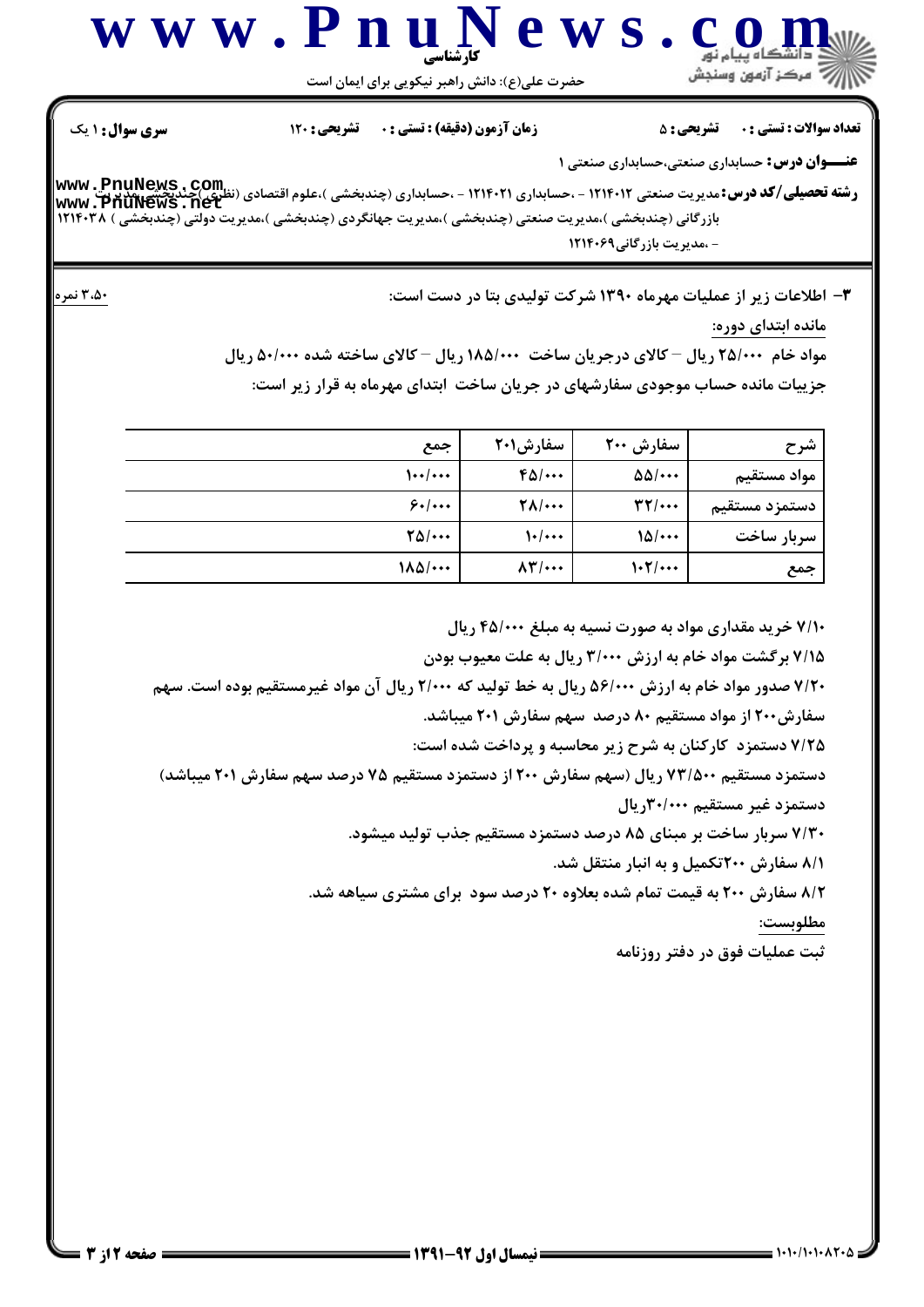**سری سوال:** ۱ یک | **زمان آزمون (دقیقه) : تستی :** ۰ **تشریحی :** ۱۲۰ | **تعداد سوالات : تستی :** ۰ **تشریحی :** ۵

**عنـــوان درس:** حسابداری صنعتی،حسابداری صنعتی ۱

**رشته تحصیلی/کد درس:** مدیریت صنعتی ۱۲۱۴۰۱۲ - ،حسابداری ۱۲۱۴۰۲۱ - ،حسابداری (چندبخشی )،علوم اقتصادی (نظری )(چندبخشی )،مدیریت بازرگانی (چندبخشی )،مدیریت صنعتی (چندبخشی )،مدیریت جهانگردی (چندبخشی )،مدیریت دولتی (چندبخشی ) ۱۲۱۴۰۳۸ - ،مدیریت بازرگانی۱۲۱۴۰۶۹

۳- اطلاعات زیر از عملیات مهرماه ۱۳۹۰ شرکت تولیدی بتا در دست است: ۳،۵۰ نمره

مانده ابتدای دوره:

مواد خام ۲۵/۰۰۰ ریال – کالای درجریان ساخت ۱۸۵/۰۰۰ ریال – کالای ساخته شده ۵۰/۰۰۰ ریال

جزییات مانده حساب موجودی سفارشهای در جریان ساخت ابتدای مهرماه به قرار زیر است:

| شرح | سفارش ۲۰۰ | سفارش۲۰۱ | جمع |
|---|---|---|---|
| مواد مستقیم | ۵۵/۰۰۰ | ۴۵/۰۰۰ | ۱۰۰/۰۰۰ |
| دستمزد مستقیم | ۳۲/۰۰۰ | ۲۸/۰۰۰ | ۶۰/۰۰۰ |
| سربار ساخت | ۱۵/۰۰۰ | ۱۰/۰۰۰ | ۲۵/۰۰۰ |
| جمع | ۱۰۲/۰۰۰ | ۸۳/۰۰۰ | ۱۸۵/۰۰۰ |

۷/۱۰ خرید مقداری مواد به صورت نسیه به مبلغ ۴۵/۰۰۰ ریال

۷/۱۵ برگشت مواد خام به ارزش ۳/۰۰۰ ریال به علت معیوب بودن

۷/۲۰ صدور مواد خام به ارزش ۵۶/۰۰۰ ریال به خط تولید که ۲/۰۰۰ ریال آن مواد غیرمستقیم بوده است. سهم سفارش۲۰۰ از مواد مستقیم ۸۰ درصد سهم سفارش ۲۰۱ میباشد.

۷/۲۵ دستمزد کارکنان به شرح زیر محاسبه و پرداخت شده است:

دستمزد مستقیم ۷۳/۵۰۰ ریال (سهم سفارش ۲۰۰ از دستمزد مستقیم ۷۵ درصد سهم سفارش ۲۰۱ میباشد)

دستمزد غیر مستقیم ۳۰/۰۰۰ریال

۷/۳۰ سربار ساخت بر مبنای ۸۵ درصد دستمزد مستقیم جذب تولید میشود.

۸/۱ سفارش ۲۰۰تکمیل و به انبار منتقل شد.

۸/۲ سفارش ۲۰۰ به قیمت تمام شده بعلاوه ۲۰ درصد سود برای مشتری سیاهه شد.

مطلوبست:

ثبت عملیات فوق در دفتر روزنامه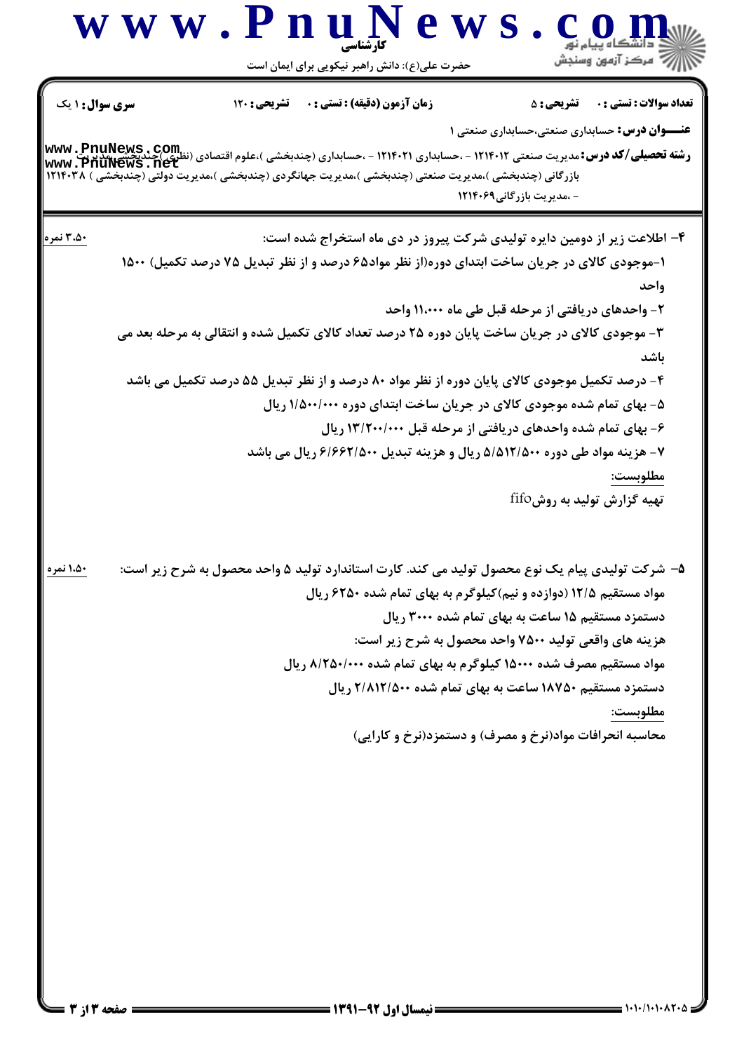**۴-** اطلاعات زیر از دومین دایره تولیدی شرکت پیروز در دی ماه استخراج شده است: ۳،۵۰ نمره

۱-موجودی کالای در جریان ساخت ابتدای دوره(از نظر مواد۶۵ درصد و از نظر تبدیل ۷۵ درصد تکمیل) ۱۵۰۰ واحد

۲- واحدهای دریافتی از مرحله قبل طی ماه ۱۱،۰۰۰ واحد

۳- موجودی کالای در جریان ساخت پایان دوره ۲۵ درصد تعداد کالای تکمیل شده و انتقالی به مرحله بعد می باشد

۴- درصد تکمیل موجودی کالای پایان دوره از نظر مواد ۸۰ درصد و از نظر تبدیل ۵۵ درصد تکمیل می باشد

۵- بهای تمام شده موجودی کالای در جریان ساخت ابتدای دوره ۱/۵۰۰/۰۰۰ ریال

۶- بهای تمام شده واحدهای دریافتی از مرحله قبل ۱۳/۲۰۰/۰۰۰ ریال

۷- هزینه مواد طی دوره ۵/۵۱۲/۵۰۰ ریال و هزینه تبدیل ۶/۶۶۲/۵۰۰ ریال می باشد

مطلوبست:

تهیه گزارش تولید به روشfifo

**۵-** شرکت تولیدی پیام یک نوع محصول تولید می کند. کارت استاندارد تولید ۵ واحد محصول به شرح زیر است: ۱،۵۰ نمره

مواد مستقیم ۱۲/۵ (دوازده و نیم)کیلوگرم به بهای تمام شده ۶۲۵۰ ریال

دستمزد مستقیم ۱۵ ساعت به بهای تمام شده ۳۰۰۰ ریال

هزینه های واقعی تولید ۷۵۰۰ واحد محصول به شرح زیر است:

مواد مستقیم مصرف شده ۱۵۰۰۰ کیلوگرم به بهای تمام شده ۸/۲۵۰/۰۰۰ ریال

دستمزد مستقیم ۱۸۷۵۰ ساعت به بهای تمام شده ۲/۸۱۲/۵۰۰ ریال

مطلوبست:

محاسبه انحرافات مواد(نرخ و مصرف) و دستمزد(نرخ و کارایی)